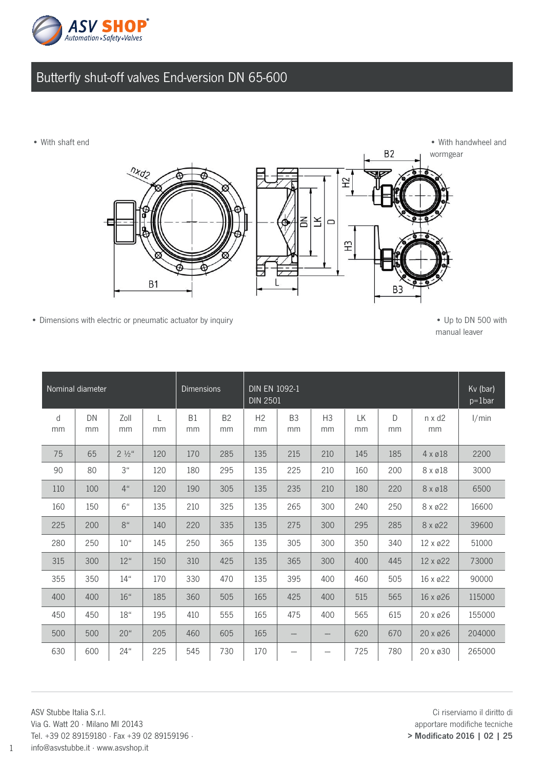# Butterfly shut-off valves End-version DN 65-600

- With shaft end
- With handwheel and wormgear
- Dimensions with electric or pneumatic actuator by inquiry
- Up to DN 500 with manual leaver

| Nominal diameter | | | | Dimensions | | DIN EN 1092-1 DIN 2501 | | | | | | Kv (bar) p=1bar |
|---|---|---|---|---|---|---|---|---|---|---|---|---|
| d mm | DN mm | Zoll mm | L mm | B1 mm | B2 mm | H2 mm | B3 mm | H3 mm | LK mm | D mm | n x d2 mm | l/min |
| 75 | 65 | 2 ½" | 120 | 170 | 285 | 135 | 215 | 210 | 145 | 185 | 4 x ø18 | 2200 |
| 90 | 80 | 3" | 120 | 180 | 295 | 135 | 225 | 210 | 160 | 200 | 8 x ø18 | 3000 |
| 110 | 100 | 4" | 120 | 190 | 305 | 135 | 235 | 210 | 180 | 220 | 8 x ø18 | 6500 |
| 160 | 150 | 6" | 135 | 210 | 325 | 135 | 265 | 300 | 240 | 250 | 8 x ø22 | 16600 |
| 225 | 200 | 8" | 140 | 220 | 335 | 135 | 275 | 300 | 295 | 285 | 8 x ø22 | 39600 |
| 280 | 250 | 10" | 145 | 250 | 365 | 135 | 305 | 300 | 350 | 340 | 12 x ø22 | 51000 |
| 315 | 300 | 12" | 150 | 310 | 425 | 135 | 365 | 300 | 400 | 445 | 12 x ø22 | 73000 |
| 355 | 350 | 14" | 170 | 330 | 470 | 135 | 395 | 400 | 460 | 505 | 16 x ø22 | 90000 |
| 400 | 400 | 16" | 185 | 360 | 505 | 165 | 425 | 400 | 515 | 565 | 16 x ø26 | 115000 |
| 450 | 450 | 18" | 195 | 410 | 555 | 165 | 475 | 400 | 565 | 615 | 20 x ø26 | 155000 |
| 500 | 500 | 20" | 205 | 460 | 605 | 165 | – | – | 620 | 670 | 20 x ø26 | 204000 |
| 630 | 600 | 24" | 225 | 545 | 730 | 170 | – | – | 725 | 780 | 20 x ø30 | 265000 |

ASV Stubbe Italia S.r.l.
Via G. Watt 20 · Milano MI 20143
Tel. +39 02 89159180 · Fax +39 02 89159196 ·
info@asvstubbe.it · www.asvshop.it

Ci riserviamo il diritto di apportare modifiche tecniche
**> Modificato 2016 | 02 | 25**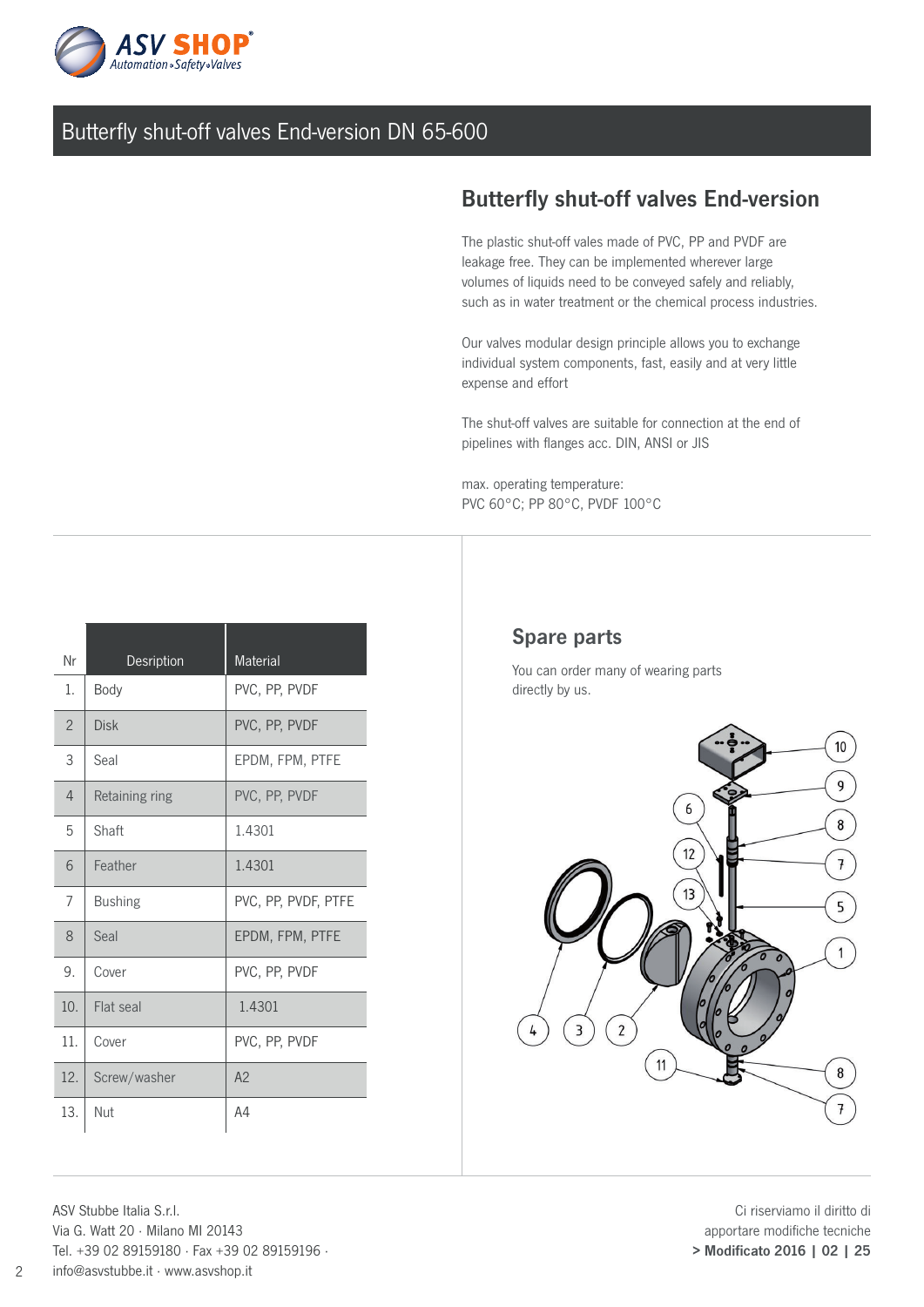# Butterfly shut-off valves End-version DN 65-600

## Butterfly shut-off valves End-version

The plastic shut-off vales made of PVC, PP and PVDF are leakage free. They can be implemented wherever large volumes of liquids need to be conveyed safely and reliably, such as in water treatment or the chemical process industries.

Our valves modular design principle allows you to exchange individual system components, fast, easily and at very little expense and effort

The shut-off valves are suitable for connection at the end of pipelines with flanges acc. DIN, ANSI or JIS

max. operating temperature:
PVC 60°C; PP 80°C, PVDF 100°C

| Nr | Desription | Material |
|---|---|---|
| 1. | Body | PVC, PP, PVDF |
| 2 | Disk | PVC, PP, PVDF |
| 3 | Seal | EPDM, FPM, PTFE |
| 4 | Retaining ring | PVC, PP, PVDF |
| 5 | Shaft | 1.4301 |
| 6 | Feather | 1.4301 |
| 7 | Bushing | PVC, PP, PVDF, PTFE |
| 8 | Seal | EPDM, FPM, PTFE |
| 9. | Cover | PVC, PP, PVDF |
| 10. | Flat seal | 1.4301 |
| 11. | Cover | PVC, PP, PVDF |
| 12. | Screw/washer | A2 |
| 13. | Nut | A4 |

## Spare parts

You can order many of wearing parts directly by us.

10
9
6
8
12
7
13
5
1
4
3
2
11
8
7

ASV Stubbe Italia S.r.l.
Via G. Watt 20 · Milano MI 20143
Tel. +39 02 89159180 · Fax +39 02 89159196 ·
info@asvstubbe.it · www.asvshop.it

Ci riserviamo il diritto di apportare modifiche tecniche
**> Modificato 2016 | 02 | 25**